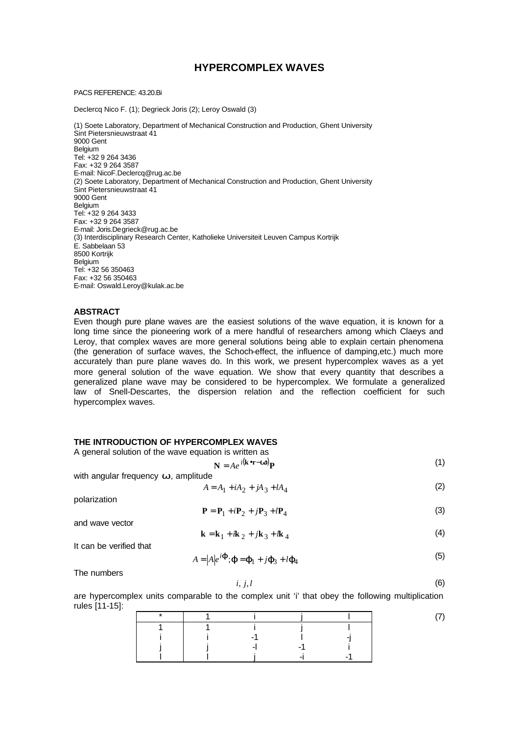# HYPERCOMPLEX WAVES

PACS REFERENCE: 43.20.Bi

Declercq Nico F. (1); Degrieck Joris (2); Leroy Oswald (3)

(1) Soete Laboratory, Department of Mechanical Construction and Production, Ghent University
Sint Pietersnieuwstraat 41
9000 Gent
Belgium
Tel: +32 9 264 3436
Fax: +32 9 264 3587
E-mail: NicoF.Declercq@rug.ac.be
(2) Soete Laboratory, Department of Mechanical Construction and Production, Ghent University
Sint Pietersnieuwstraat 41
9000 Gent
Belgium
Tel: +32 9 264 3433
Fax: +32 9 264 3587
E-mail: Joris.Degrieck@rug.ac.be
(3) Interdisciplinary Research Center, Katholieke Universiteit Leuven Campus Kortrijk
E. Sabbelaan 53
8500 Kortrijk
Belgium
Tel: +32 56 350463
Fax: +32 56 350463
E-mail: Oswald.Leroy@kulak.ac.be

## ABSTRACT

Even though pure plane waves are the easiest solutions of the wave equation, it is known for a long time since the pioneering work of a mere handful of researchers among which Claeys and Leroy, that complex waves are more general solutions being able to explain certain phenomena (the generation of surface waves, the Schoch-effect, the influence of damping,etc.) much more accurately than pure plane waves do. In this work, we present hypercomplex waves as a yet more general solution of the wave equation. We show that every quantity that describes a generalized plane wave may be considered to be hypercomplex. We formulate a generalized law of Snell-Descartes, the dispersion relation and the reflection coefficient for such hypercomplex waves.

## THE INTRODUCTION OF HYPERCOMPLEX WAVES

A general solution of the wave equation is written as

$$\mathbf{N} = Ae^{i(\mathbf{k}\bullet\mathbf{r}-\omega t)}\mathbf{P} \tag{1}$$

with angular frequency $\omega$, amplitude

$$A = A_1 + iA_2 + jA_3 + lA_4 \tag{2}$$

polarization

$$\mathbf{P} = \mathbf{P}_1 + i\mathbf{P}_2 + j\mathbf{P}_3 + l\mathbf{P}_4 \tag{3}$$

and wave vector

$$\mathbf{k} = \mathbf{k}_1 + i\mathbf{k}_2 + j\mathbf{k}_3 + l\mathbf{k}_4 \tag{4}$$

It can be verified that

$$A = |A|e^{i\varphi}; \varphi = \varphi_1 + j\varphi_3 + l\varphi_4 \tag{5}$$

The numbers

$$i, j, l \tag{6}$$

are hypercomplex units comparable to the complex unit 'i' that obey the following multiplication rules [11-15]:

(7)

| * | 1 | i | j | l |
|---|---|---|---|---|
| 1 | 1 | i | j | l |
| i | i | -1 | l | -j |
| j | j | -l | -1 | i |
| l | l | j | -i | -1 |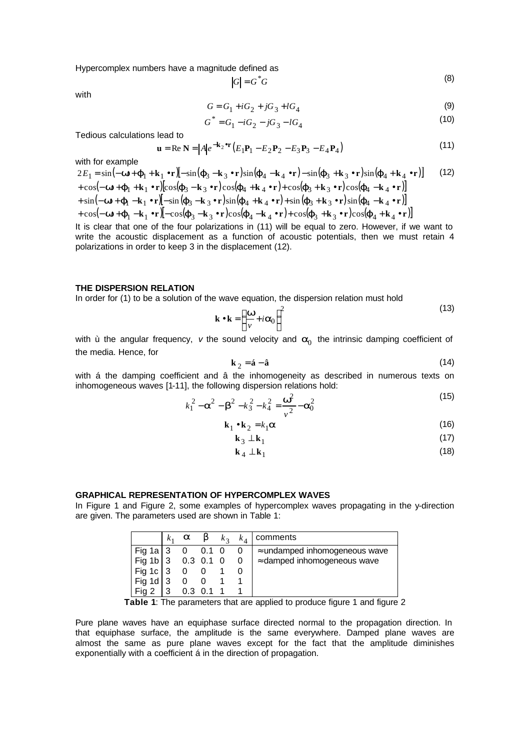Hypercomplex numbers have a magnitude defined as

$$|G| = G^* G \tag{8}$$

with

$$G = G_1 + iG_2 + jG_3 + lG_4 \tag{9}$$

$$G^* = G_1 - iG_2 - jG_3 - lG_4 \tag{10}$$

Tedious calculations lead to

$$\mathbf{u} = \operatorname{Re} \mathbf{N} = |A| e^{-\mathbf{k}_2 \bullet \mathbf{r}} \left( E_1 \mathbf{P}_1 - E_2 \mathbf{P}_2 - E_3 \mathbf{P}_3 - E_4 \mathbf{P}_4 \right) \tag{11}$$

with for example

$$\begin{aligned}
2E_1 &= \sin(-\omega t + \varphi_1 + \mathbf{k}_1 \bullet \mathbf{r})[-\sin(\varphi_3 - \mathbf{k}_3 \bullet \mathbf{r})\sin(\varphi_4 - \mathbf{k}_4 \bullet \mathbf{r}) - \sin(\varphi_3 + \mathbf{k}_3 \bullet \mathbf{r})\sin(\varphi_4 + \mathbf{k}_4 \bullet \mathbf{r})] \\
&+ \cos(-\omega t + \varphi_1 + \mathbf{k}_1 \bullet \mathbf{r})[\cos(\varphi_3 - \mathbf{k}_3 \bullet \mathbf{r})\cos(\varphi_4 + \mathbf{k}_4 \bullet \mathbf{r}) + \cos(\varphi_3 + \mathbf{k}_3 \bullet \mathbf{r})\cos(\varphi_4 - \mathbf{k}_4 \bullet \mathbf{r})] \\
&+ \sin(-\omega t + \varphi_1 - \mathbf{k}_1 \bullet \mathbf{r})[-\sin(\varphi_3 - \mathbf{k}_3 \bullet \mathbf{r})\sin(\varphi_4 + \mathbf{k}_4 \bullet \mathbf{r}) + \sin(\varphi_3 + \mathbf{k}_3 \bullet \mathbf{r})\sin(\varphi_4 - \mathbf{k}_4 \bullet \mathbf{r})] \\
&+ \cos(-\omega t + \varphi_1 - \mathbf{k}_1 \bullet \mathbf{r})[-\cos(\varphi_3 - \mathbf{k}_3 \bullet \mathbf{r})\cos(\varphi_4 - \mathbf{k}_4 \bullet \mathbf{r}) + \cos(\varphi_3 + \mathbf{k}_3 \bullet \mathbf{r})\cos(\varphi_4 + \mathbf{k}_4 \bullet \mathbf{r})]
\end{aligned} \tag{12}$$

It is clear that one of the four polarizations in (11) will be equal to zero. However, if we want to write the acoustic displacement as a function of acoustic potentials, then we must retain 4 polarizations in order to keep 3 in the displacement (12).

## THE DISPERSION RELATION

In order for (1) to be a solution of the wave equation, the dispersion relation must hold

$$\mathbf{k} \bullet \mathbf{k} = \left( \frac{\omega}{v} + i\alpha_0 \right)^2 \tag{13}$$

with $\omega$ the angular frequency, $v$ the sound velocity and $\alpha_0$ the intrinsic damping coefficient of the media. Hence, for

$$\mathbf{k}_2 = \boldsymbol{\alpha} - \boldsymbol{\beta} \tag{14}$$

with $\boldsymbol{\alpha}$ the damping coefficient and $\boldsymbol{\beta}$ the inhomogeneity as described in numerous texts on inhomogeneous waves [1-11], the following dispersion relations hold:

$$k_1^2 - \alpha^2 - \beta^2 - k_3^2 - k_4^2 = \frac{\omega^2}{v^2} - \alpha_0^2 \tag{15}$$

$$\mathbf{k}_1 \bullet \mathbf{k}_2 = k_1 \alpha \tag{16}$$

$$\mathbf{k}_3 \perp \mathbf{k}_1 \tag{17}$$

$$\mathbf{k}_4 \perp \mathbf{k}_1 \tag{18}$$

## GRAPHICAL REPRESENTATION OF HYPERCOMPLEX WAVES

In Figure 1 and Figure 2, some examples of hypercomplex waves propagating in the y-direction are given. The parameters used are shown in Table 1:

| | $k_1$ | $\alpha$ | $\beta$ | $k_3$ | $k_4$ | comments |
|---|---|---|---|---|---|---|
| Fig 1a | 3 | 0 | 0.1 | 0 | 0 | ≈ undamped inhomogeneous wave |
| Fig 1b | 3 | 0.3 | 0.1 | 0 | 0 | ≈ damped inhomogeneous wave |
| Fig 1c | 3 | 0 | 0 | 1 | 0 | |
| Fig 1d | 3 | 0 | 0 | 1 | 1 | |
| Fig 2 | 3 | 0.3 | 0.1 | 1 | 1 | |

**Table 1**: The parameters that are applied to produce figure 1 and figure 2

Pure plane waves have an equiphase surface directed normal to the propagation direction. In that equiphase surface, the amplitude is the same everywhere. Damped plane waves are almost the same as pure plane waves except for the fact that the amplitude diminishes exponentially with a coefficient $\alpha$ in the direction of propagation.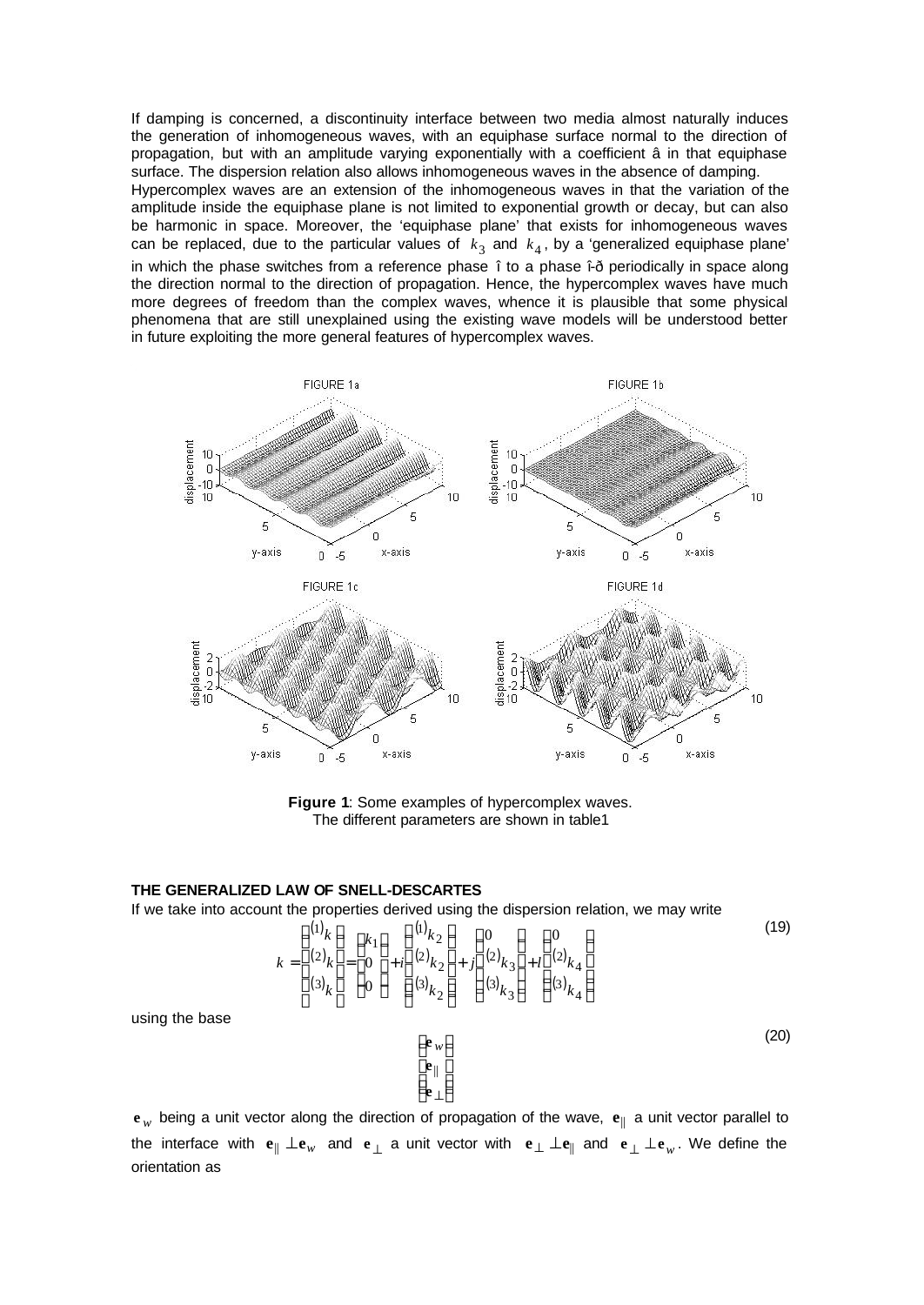If damping is concerned, a discontinuity interface between two media almost naturally induces the generation of inhomogeneous waves, with an equiphase surface normal to the direction of propagation, but with an amplitude varying exponentially with a coefficient $\beta$ in that equiphase surface. The dispersion relation also allows inhomogeneous waves in the absence of damping.

Hypercomplex waves are an extension of the inhomogeneous waves in that the variation of the amplitude inside the equiphase plane is not limited to exponential growth or decay, but can also be harmonic in space. Moreover, the 'equiphase plane' that exists for inhomogeneous waves can be replaced, due to the particular values of $k_3$ and $k_4$, by a 'generalized equiphase plane' in which the phase switches from a reference phase $\xi$ to a phase $\xi-\pi$ periodically in space along the direction normal to the direction of propagation. Hence, the hypercomplex waves have much more degrees of freedom than the complex waves, whence it is plausible that some physical phenomena that are still unexplained using the existing wave models will be understood better in future exploiting the more general features of hypercomplex waves.

**Figure 1**: Some examples of hypercomplex waves.
The different parameters are shown in table1

## THE GENERALIZED LAW OF SNELL-DESCARTES

If we take into account the properties derived using the dispersion relation, we may write

$$k = \begin{pmatrix} {}^{(1)}k \\ {}^{(2)}k \\ {}^{(3)}k \end{pmatrix} = \begin{pmatrix} k_1 \\ 0 \\ 0 \end{pmatrix} + i \begin{pmatrix} {}^{(1)}k_2 \\ {}^{(2)}k_2 \\ {}^{(3)}k_2 \end{pmatrix} + j \begin{pmatrix} 0 \\ {}^{(2)}k_3 \\ {}^{(3)}k_3 \end{pmatrix} + l \begin{pmatrix} 0 \\ {}^{(2)}k_4 \\ {}^{(3)}k_4 \end{pmatrix} \tag{19}$$

using the base

$$\begin{pmatrix} \mathbf{e}_w \\ \mathbf{e}_\parallel \\ \mathbf{e}_\perp \end{pmatrix} \tag{20}$$

$\mathbf{e}_w$ being a unit vector along the direction of propagation of the wave, $\mathbf{e}_\parallel$ a unit vector parallel to the interface with $\mathbf{e}_\parallel \perp \mathbf{e}_w$ and $\mathbf{e}_\perp$ a unit vector with $\mathbf{e}_\perp \perp \mathbf{e}_\parallel$ and $\mathbf{e}_\perp \perp \mathbf{e}_w$. We define the orientation as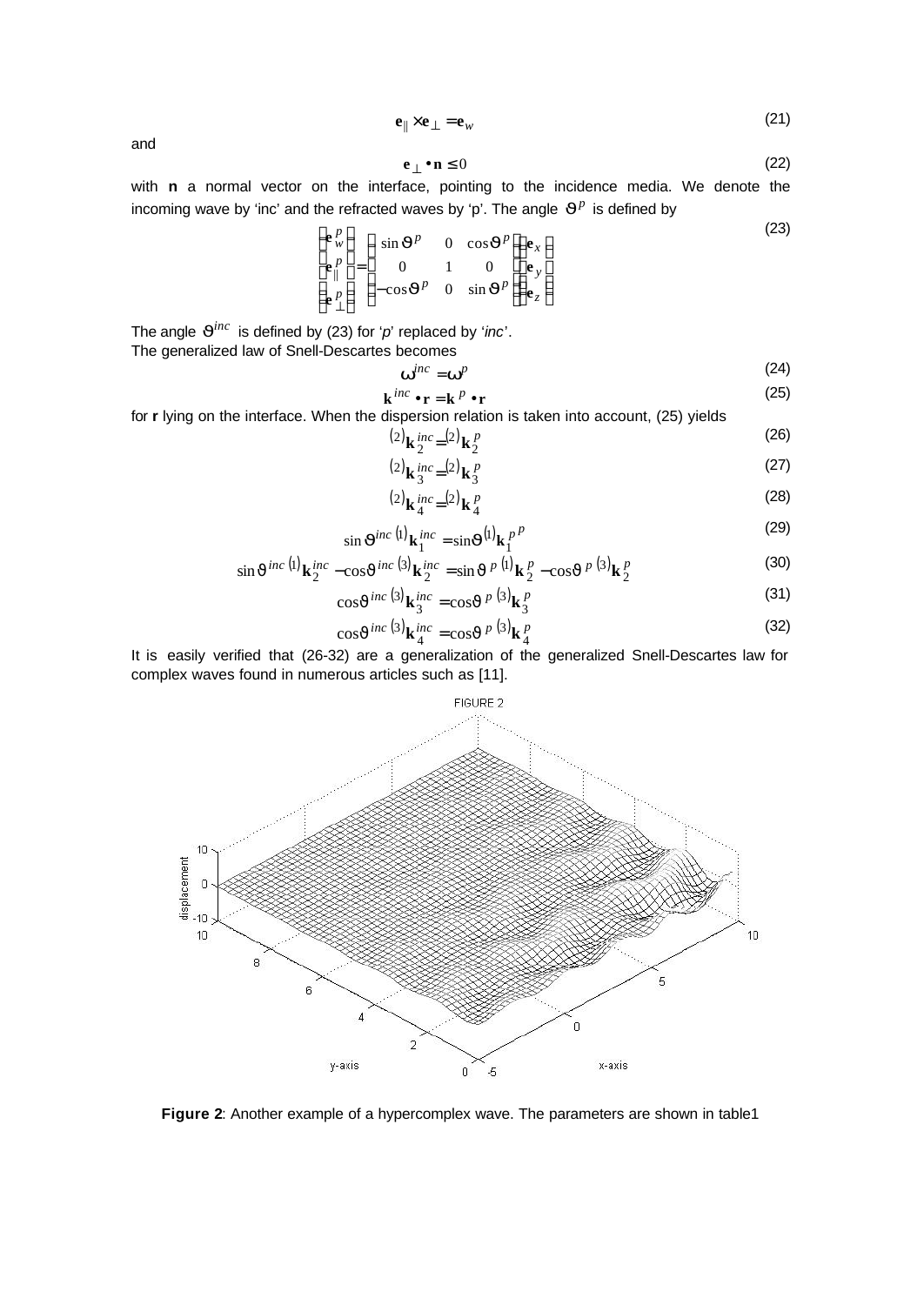$$\mathbf{e}_{\|} \times \mathbf{e}_{\perp} = \mathbf{e}_w \tag{21}$$

and

$$\mathbf{e}_{\perp} \bullet \mathbf{n} \leq 0 \tag{22}$$

with **n** a normal vector on the interface, pointing to the incidence media. We denote the incoming wave by 'inc' and the refracted waves by 'p'. The angle $\vartheta^p$ is defined by

$$\begin{pmatrix} \mathbf{e}_w^p \\ \mathbf{e}_{\|}^p \\ \mathbf{e}_{\perp}^p \end{pmatrix} = \begin{pmatrix} \sin\vartheta^p & 0 & \cos\vartheta^p \\ 0 & 1 & 0 \\ -\cos\vartheta^p & 0 & \sin\vartheta^p \end{pmatrix} \begin{pmatrix} \mathbf{e}_x \\ \mathbf{e}_y \\ \mathbf{e}_z \end{pmatrix} \tag{23}$$

The angle $\vartheta^{inc}$ is defined by (23) for '*p*' replaced by '*inc*'.
The generalized law of Snell-Descartes becomes

$$\omega^{inc} = \omega^p \tag{24}$$

$$\mathbf{k}^{inc} \bullet \mathbf{r} = \mathbf{k}^p \bullet \mathbf{r} \tag{25}$$

for **r** lying on the interface. When the dispersion relation is taken into account, (25) yields

$$^{(2)}\mathbf{k}_2^{inc} = {}^{(2)}\mathbf{k}_2^p \tag{26}$$

$$^{(2)}\mathbf{k}_3^{inc} = {}^{(2)}\mathbf{k}_3^p \tag{27}$$

$$^{(2)}\mathbf{k}_4^{inc} = {}^{(2)}\mathbf{k}_4^p \tag{28}$$

$$\sin\vartheta^{inc}\,{}^{(1)}\mathbf{k}_1^{inc} = \sin\vartheta^{(1)}\mathbf{k}_1^{p\,p} \tag{29}$$

$$\sin\vartheta^{inc}\,{}^{(1)}\mathbf{k}_2^{inc} - \cos\vartheta^{inc}\,{}^{(3)}\mathbf{k}_2^{inc} = \sin\vartheta^{p}\,{}^{(1)}\mathbf{k}_2^p - \cos\vartheta^{p}\,{}^{(3)}\mathbf{k}_2^p \tag{30}$$

$$\cos\vartheta^{inc}\,{}^{(3)}\mathbf{k}_3^{inc} = \cos\vartheta^{p}\,{}^{(3)}\mathbf{k}_3^p \tag{31}$$

$$\cos\vartheta^{inc}\,{}^{(3)}\mathbf{k}_4^{inc} = \cos\vartheta^{p}\,{}^{(3)}\mathbf{k}_4^p \tag{32}$$

It is easily verified that (26-32) are a generalization of the generalized Snell-Descartes law for complex waves found in numerous articles such as [11].

**Figure 2**: Another example of a hypercomplex wave. The parameters are shown in table1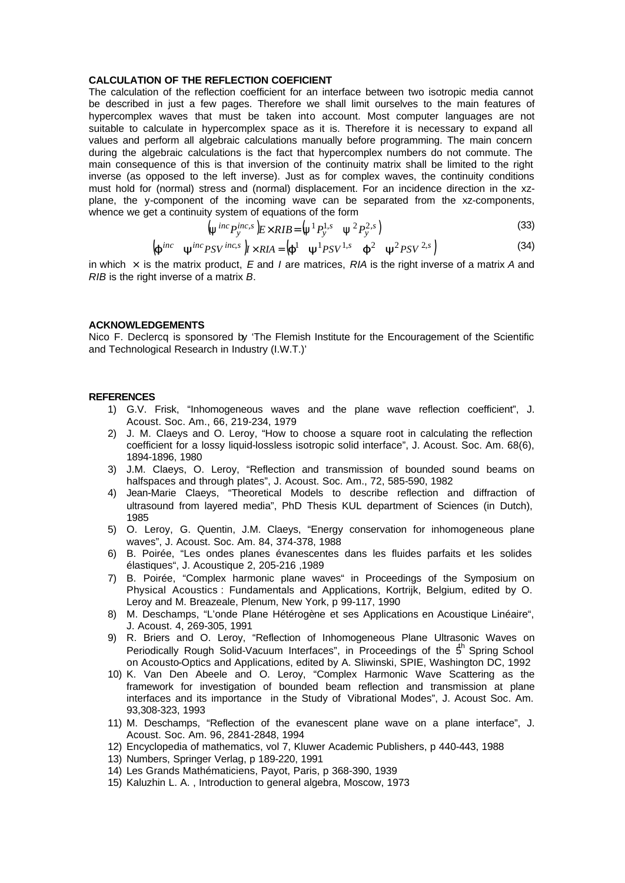**CALCULATION OF THE REFLECTION COEFICIENT**

The calculation of the reflection coefficient for an interface between two isotropic media cannot be described in just a few pages. Therefore we shall limit ourselves to the main features of hypercomplex waves that must be taken into account. Most computer languages are not suitable to calculate in hypercomplex space as it is. Therefore it is necessary to expand all values and perform all algebraic calculations manually before programming. The main concern during the algebraic calculations is the fact that hypercomplex numbers do not commute. The main consequence of this is that inversion of the continuity matrix shall be limited to the right inverse (as opposed to the left inverse). Just as for complex waves, the continuity conditions must hold for (normal) stress and (normal) displacement. For an incidence direction in the xz-plane, the y-component of the incoming wave can be separated from the xz-components, whence we get a continuity system of equations of the form

$$\left(\psi^{inc} P_y^{inc,s}\right) E \times RIB = \left(\psi^1 P_y^{1,s} \quad \psi^2 P_y^{2,s}\right) \tag{33}$$

$$\left(\varphi^{inc} \quad \psi^{inc} PSV^{inc,s}\right) I \times RIA = \left(\varphi^1 \quad \psi^1 PSV^{1,s} \quad \varphi^2 \quad \psi^2 PSV^{2,s}\right) \tag{34}$$

in which $\times$ is the matrix product, *E* and *I* are matrices, *RIA* is the right inverse of a matrix *A* and *RIB* is the right inverse of a matrix *B*.

**ACKNOWLEDGEMENTS**

Nico F. Declercq is sponsored by 'The Flemish Institute for the Encouragement of the Scientific and Technological Research in Industry (I.W.T.)'

**REFERENCES**

1) G.V. Frisk, "Inhomogeneous waves and the plane wave reflection coefficient", J. Acoust. Soc. Am., 66, 219-234, 1979
2) J. M. Claeys and O. Leroy, "How to choose a square root in calculating the reflection coefficient for a lossy liquid-lossless isotropic solid interface", J. Acoust. Soc. Am. 68(6), 1894-1896, 1980
3) J.M. Claeys, O. Leroy, "Reflection and transmission of bounded sound beams on halfspaces and through plates", J. Acoust. Soc. Am., 72, 585-590, 1982
4) Jean-Marie Claeys, "Theoretical Models to describe reflection and diffraction of ultrasound from layered media", PhD Thesis KUL department of Sciences (in Dutch), 1985
5) O. Leroy, G. Quentin, J.M. Claeys, "Energy conservation for inhomogeneous plane waves", J. Acoust. Soc. Am. 84, 374-378, 1988
6) B. Poirée, "Les ondes planes évanescentes dans les fluides parfaits et les solides élastiques", J. Acoustique 2, 205-216 ,1989
7) B. Poirée, "Complex harmonic plane waves" in Proceedings of the Symposium on Physical Acoustics : Fundamentals and Applications, Kortrijk, Belgium, edited by O. Leroy and M. Breazeale, Plenum, New York, p 99-117, 1990
8) M. Deschamps, "L'onde Plane Hétérogène et ses Applications en Acoustique Linéaire", J. Acoust. 4, 269-305, 1991
9) R. Briers and O. Leroy, "Reflection of Inhomogeneous Plane Ultrasonic Waves on Periodically Rough Solid-Vacuum Interfaces", in Proceedings of the 5th Spring School on Acousto-Optics and Applications, edited by A. Sliwinski, SPIE, Washington DC, 1992
10) K. Van Den Abeele and O. Leroy, "Complex Harmonic Wave Scattering as the framework for investigation of bounded beam reflection and transmission at plane interfaces and its importance in the Study of Vibrational Modes", J. Acoust Soc. Am. 93,308-323, 1993
11) M. Deschamps, "Reflection of the evanescent plane wave on a plane interface", J. Acoust. Soc. Am. 96, 2841-2848, 1994
12) Encyclopedia of mathematics, vol 7, Kluwer Academic Publishers, p 440-443, 1988
13) Numbers, Springer Verlag, p 189-220, 1991
14) Les Grands Mathématiciens, Payot, Paris, p 368-390, 1939
15) Kaluzhin L. A. , Introduction to general algebra, Moscow, 1973